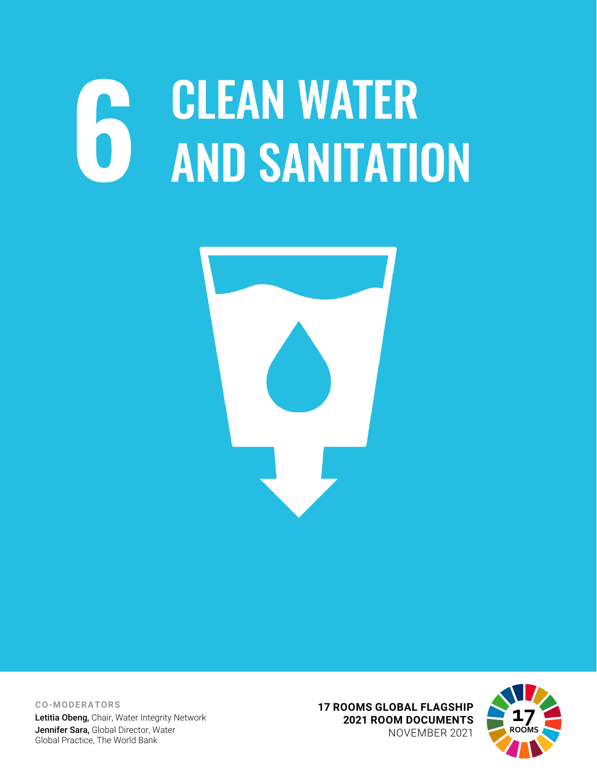# 6 CLEAN WATER AND SANITATION

**CO-MODERATORS**

**Letitia Obeng,** Chair, Water Integrity Network
**Jennifer Sara,** Global Director, Water Global Practice, The World Bank

**17 ROOMS GLOBAL FLAGSHIP**
**2021 ROOM DOCUMENTS**
NOVEMBER 2021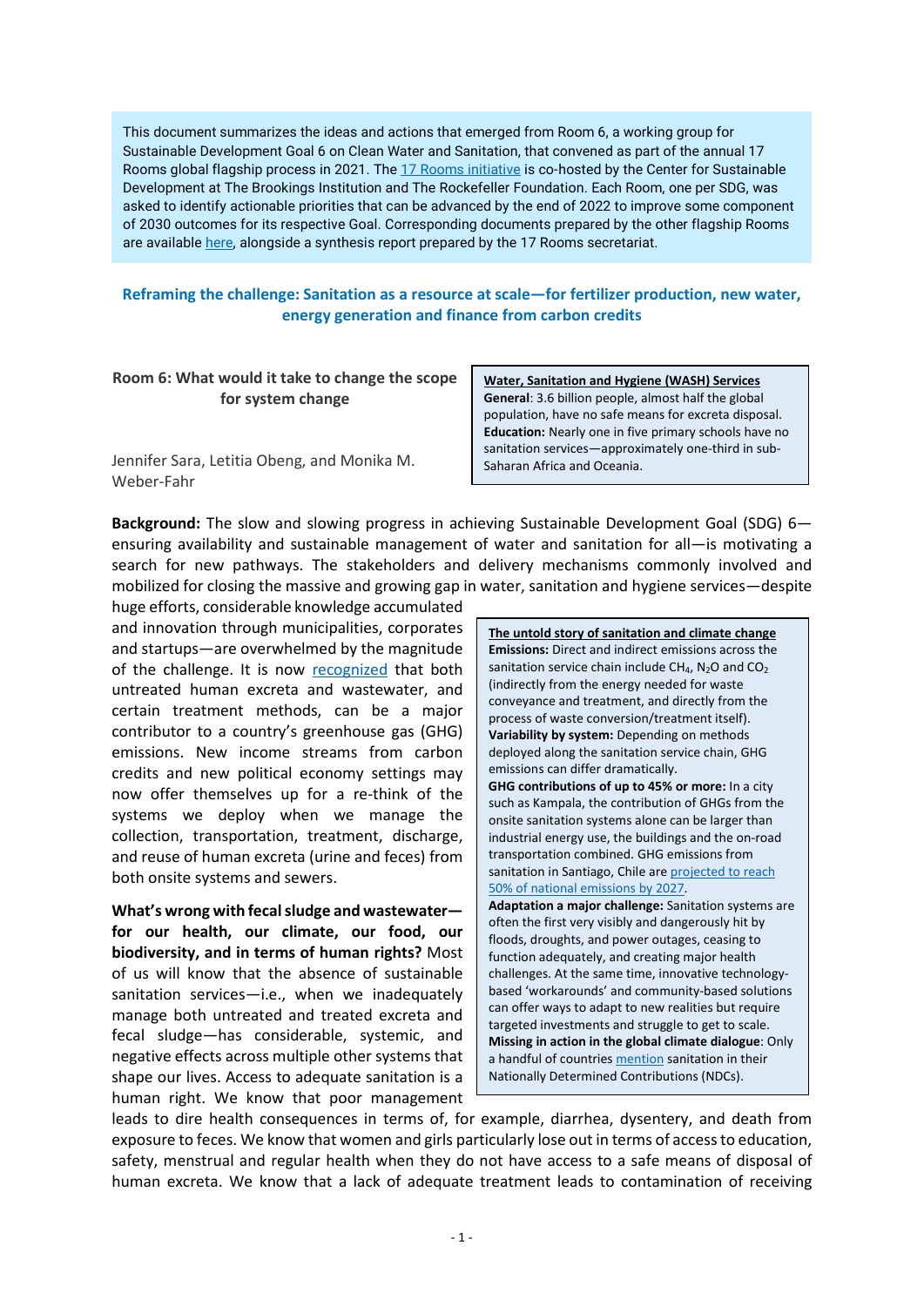This document summarizes the ideas and actions that emerged from Room 6, a working group for Sustainable Development Goal 6 on Clean Water and Sanitation, that convened as part of the annual 17 Rooms global flagship process in 2021. The [17 Rooms initiative] is co-hosted by the Center for Sustainable Development at The Brookings Institution and The Rockefeller Foundation. Each Room, one per SDG, was asked to identify actionable priorities that can be advanced by the end of 2022 to improve some component of 2030 outcomes for its respective Goal. Corresponding documents prepared by the other flagship Rooms are available [here], alongside a synthesis report prepared by the 17 Rooms secretariat.

## Reframing the challenge: Sanitation as a resource at scale—for fertilizer production, new water, energy generation and finance from carbon credits

### Room 6: What would it take to change the scope for system change

Jennifer Sara, Letitia Obeng, and Monika M. Weber-Fahr

> **Water, Sanitation and Hygiene (WASH) Services**
> **General**: 3.6 billion people, almost half the global population, have no safe means for excreta disposal.
> **Education:** Nearly one in five primary schools have no sanitation services—approximately one-third in sub-Saharan Africa and Oceania.

**Background:** The slow and slowing progress in achieving Sustainable Development Goal (SDG) 6—ensuring availability and sustainable management of water and sanitation for all—is motivating a search for new pathways. The stakeholders and delivery mechanisms commonly involved and mobilized for closing the massive and growing gap in water, sanitation and hygiene services—despite huge efforts, considerable knowledge accumulated and innovation through municipalities, corporates and startups—are overwhelmed by the magnitude of the challenge. It is now [recognized] that both untreated human excreta and wastewater, and certain treatment methods, can be a major contributor to a country's greenhouse gas (GHG) emissions. New income streams from carbon credits and new political economy settings may now offer themselves up for a re-think of the systems we deploy when we manage the collection, transportation, treatment, discharge, and reuse of human excreta (urine and feces) from both onsite systems and sewers.

> **The untold story of sanitation and climate change**
> **Emissions:** Direct and indirect emissions across the sanitation service chain include $CH_4$, $N_2O$ and $CO_2$ (indirectly from the energy needed for waste conveyance and treatment, and directly from the process of waste conversion/treatment itself).
> **Variability by system:** Depending on methods deployed along the sanitation service chain, GHG emissions can differ dramatically.
> **GHG contributions of up to 45% or more:** In a city such as Kampala, the contribution of GHGs from the onsite sanitation systems alone can be larger than industrial energy use, the buildings and the on-road transportation combined. GHG emissions from sanitation in Santiago, Chile are [projected to reach 50% of national emissions by 2027].
> **Adaptation a major challenge:** Sanitation systems are often the first very visibly and dangerously hit by floods, droughts, and power outages, ceasing to function adequately, and creating major health challenges. At the same time, innovative technology-based 'workarounds' and community-based solutions can offer ways to adapt to new realities but require targeted investments and struggle to get to scale.
> **Missing in action in the global climate dialogue**: Only a handful of countries [mention] sanitation in their Nationally Determined Contributions (NDCs).

**What's wrong with fecal sludge and wastewater—for our health, our climate, our food, our biodiversity, and in terms of human rights?** Most of us will know that the absence of sustainable sanitation services—i.e., when we inadequately manage both untreated and treated excreta and fecal sludge—has considerable, systemic, and negative effects across multiple other systems that shape our lives. Access to adequate sanitation is a human right. We know that poor management leads to dire health consequences in terms of, for example, diarrhea, dysentery, and death from exposure to feces. We know that women and girls particularly lose out in terms of access to education, safety, menstrual and regular health when they do not have access to a safe means of disposal of human excreta. We know that a lack of adequate treatment leads to contamination of receiving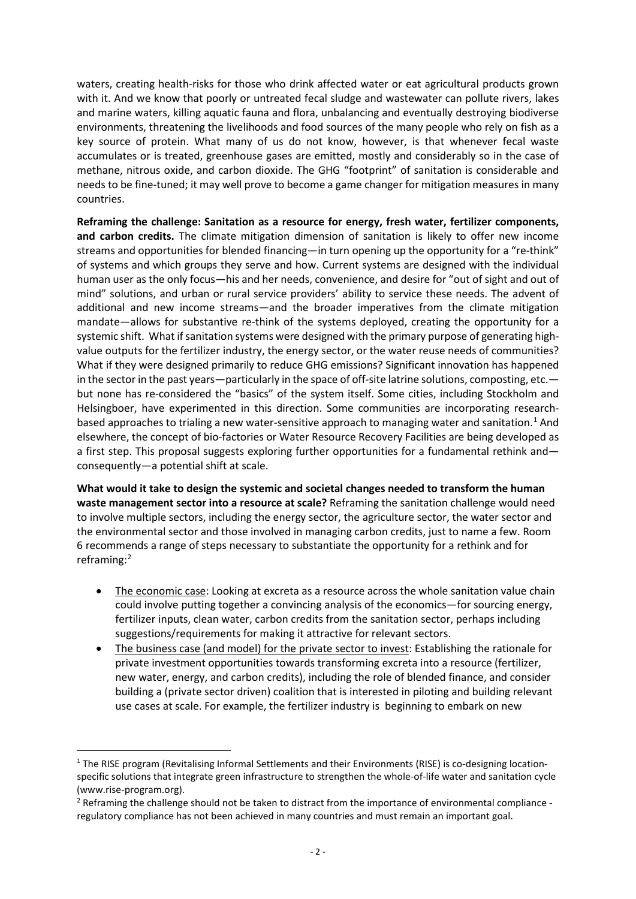waters, creating health-risks for those who drink affected water or eat agricultural products grown with it. And we know that poorly or untreated fecal sludge and wastewater can pollute rivers, lakes and marine waters, killing aquatic fauna and flora, unbalancing and eventually destroying biodiverse environments, threatening the livelihoods and food sources of the many people who rely on fish as a key source of protein. What many of us do not know, however, is that whenever fecal waste accumulates or is treated, greenhouse gases are emitted, mostly and considerably so in the case of methane, nitrous oxide, and carbon dioxide. The GHG "footprint" of sanitation is considerable and needs to be fine-tuned; it may well prove to become a game changer for mitigation measures in many countries.

**Reframing the challenge: Sanitation as a resource for energy, fresh water, fertilizer components, and carbon credits.** The climate mitigation dimension of sanitation is likely to offer new income streams and opportunities for blended financing—in turn opening up the opportunity for a "re-think" of systems and which groups they serve and how. Current systems are designed with the individual human user as the only focus—his and her needs, convenience, and desire for "out of sight and out of mind" solutions, and urban or rural service providers' ability to service these needs. The advent of additional and new income streams—and the broader imperatives from the climate mitigation mandate—allows for substantive re-think of the systems deployed, creating the opportunity for a systemic shift. What if sanitation systems were designed with the primary purpose of generating high-value outputs for the fertilizer industry, the energy sector, or the water reuse needs of communities? What if they were designed primarily to reduce GHG emissions? Significant innovation has happened in the sector in the past years—particularly in the space of off-site latrine solutions, composting, etc.—but none has re-considered the "basics" of the system itself. Some cities, including Stockholm and Helsingboer, have experimented in this direction. Some communities are incorporating research-based approaches to trialing a new water-sensitive approach to managing water and sanitation.[1] And elsewhere, the concept of bio-factories or Water Resource Recovery Facilities are being developed as a first step. This proposal suggests exploring further opportunities for a fundamental rethink and—consequently—a potential shift at scale.

**What would it take to design the systemic and societal changes needed to transform the human waste management sector into a resource at scale?** Reframing the sanitation challenge would need to involve multiple sectors, including the energy sector, the agriculture sector, the water sector and the environmental sector and those involved in managing carbon credits, just to name a few. Room 6 recommends a range of steps necessary to substantiate the opportunity for a rethink and for reframing:[2]

- <u>The economic case</u>: Looking at excreta as a resource across the whole sanitation value chain could involve putting together a convincing analysis of the economics—for sourcing energy, fertilizer inputs, clean water, carbon credits from the sanitation sector, perhaps including suggestions/requirements for making it attractive for relevant sectors.
- <u>The business case (and model) for the private sector to invest</u>: Establishing the rationale for private investment opportunities towards transforming excreta into a resource (fertilizer, new water, energy, and carbon credits), including the role of blended finance, and consider building a (private sector driven) coalition that is interested in piloting and building relevant use cases at scale. For example, the fertilizer industry is beginning to embark on new

---

[1] The RISE program (Revitalising Informal Settlements and their Environments (RISE) is co-designing location-specific solutions that integrate green infrastructure to strengthen the whole-of-life water and sanitation cycle (www.rise-program.org).

[2] Reframing the challenge should not be taken to distract from the importance of environmental compliance - regulatory compliance has not been achieved in many countries and must remain an important goal.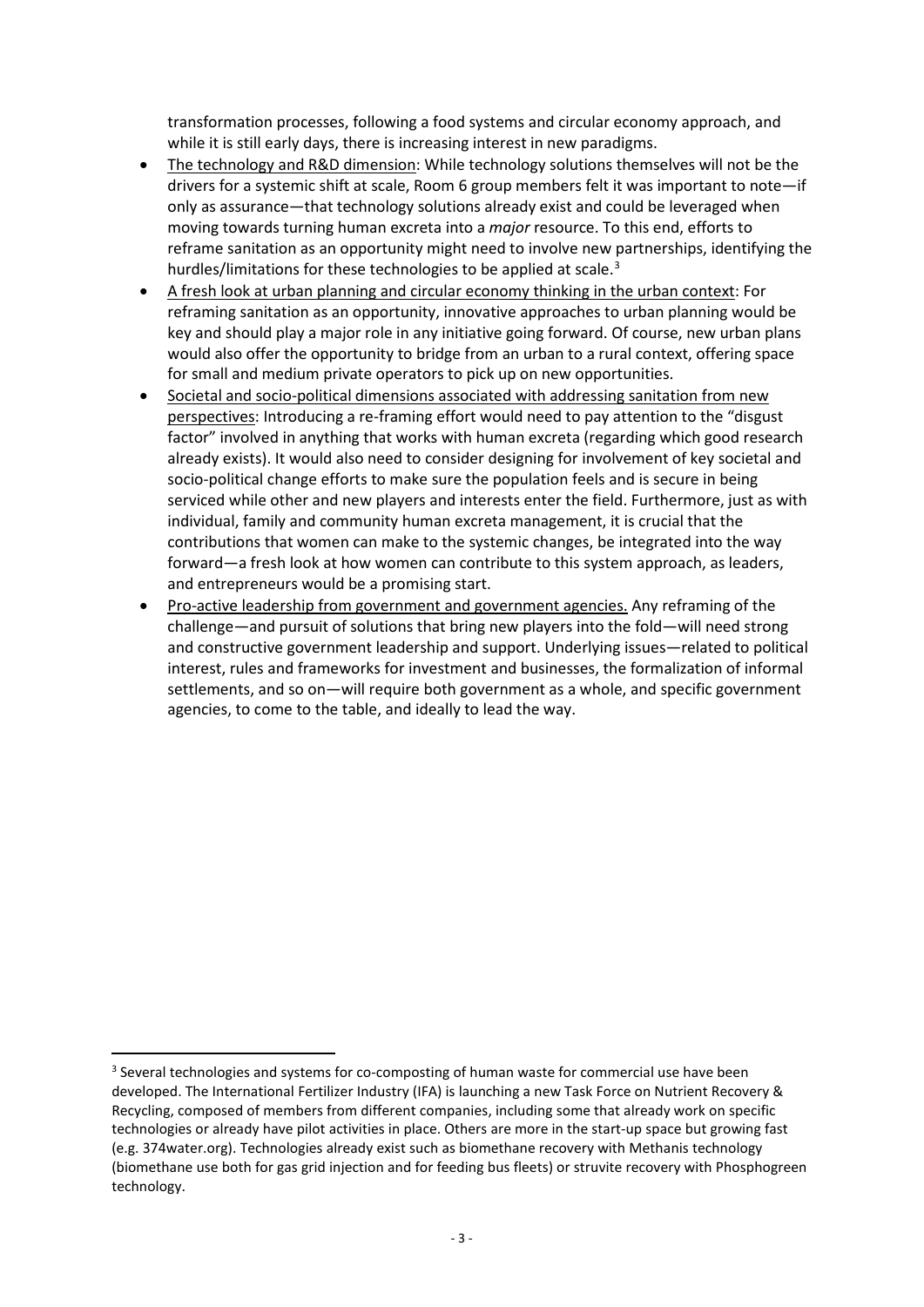transformation processes, following a food systems and circular economy approach, and while it is still early days, there is increasing interest in new paradigms.

- <u>The technology and R&D dimension</u>: While technology solutions themselves will not be the drivers for a systemic shift at scale, Room 6 group members felt it was important to note—if only as assurance—that technology solutions already exist and could be leveraged when moving towards turning human excreta into a *major* resource. To this end, efforts to reframe sanitation as an opportunity might need to involve new partnerships, identifying the hurdles/limitations for these technologies to be applied at scale.[3]
- <u>A fresh look at urban planning and circular economy thinking in the urban context</u>: For reframing sanitation as an opportunity, innovative approaches to urban planning would be key and should play a major role in any initiative going forward. Of course, new urban plans would also offer the opportunity to bridge from an urban to a rural context, offering space for small and medium private operators to pick up on new opportunities.
- <u>Societal and socio-political dimensions associated with addressing sanitation from new perspectives</u>: Introducing a re-framing effort would need to pay attention to the "disgust factor" involved in anything that works with human excreta (regarding which good research already exists). It would also need to consider designing for involvement of key societal and socio-political change efforts to make sure the population feels and is secure in being serviced while other and new players and interests enter the field. Furthermore, just as with individual, family and community human excreta management, it is crucial that the contributions that women can make to the systemic changes, be integrated into the way forward—a fresh look at how women can contribute to this system approach, as leaders, and entrepreneurs would be a promising start.
- <u>Pro-active leadership from government and government agencies.</u> Any reframing of the challenge—and pursuit of solutions that bring new players into the fold—will need strong and constructive government leadership and support. Underlying issues—related to political interest, rules and frameworks for investment and businesses, the formalization of informal settlements, and so on—will require both government as a whole, and specific government agencies, to come to the table, and ideally to lead the way.

---

[3] Several technologies and systems for co-composting of human waste for commercial use have been developed. The International Fertilizer Industry (IFA) is launching a new Task Force on Nutrient Recovery & Recycling, composed of members from different companies, including some that already work on specific technologies or already have pilot activities in place. Others are more in the start-up space but growing fast (e.g. 374water.org). Technologies already exist such as biomethane recovery with Methanis technology (biomethane use both for gas grid injection and for feeding bus fleets) or struvite recovery with Phosphogreen technology.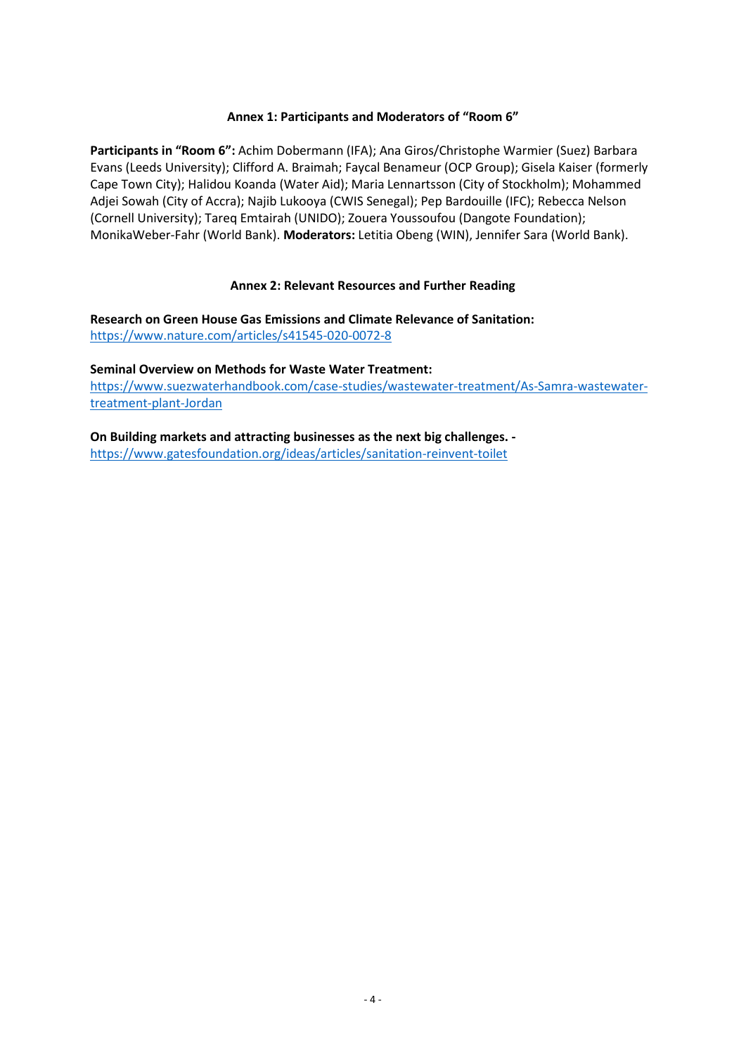## Annex 1: Participants and Moderators of "Room 6"

**Participants in "Room 6":** Achim Dobermann (IFA); Ana Giros/Christophe Warmier (Suez) Barbara Evans (Leeds University); Clifford A. Braimah; Faycal Benameur (OCP Group); Gisela Kaiser (formerly Cape Town City); Halidou Koanda (Water Aid); Maria Lennartsson (City of Stockholm); Mohammed Adjei Sowah (City of Accra); Najib Lukooya (CWIS Senegal); Pep Bardouille (IFC); Rebecca Nelson (Cornell University); Tareq Emtairah (UNIDO); Zouera Youssoufou (Dangote Foundation); MonikaWeber-Fahr (World Bank). **Moderators:** Letitia Obeng (WIN), Jennifer Sara (World Bank).

## Annex 2: Relevant Resources and Further Reading

**Research on Green House Gas Emissions and Climate Relevance of Sanitation:**
https://www.nature.com/articles/s41545-020-0072-8

**Seminal Overview on Methods for Waste Water Treatment:**
https://www.suezwaterhandbook.com/case-studies/wastewater-treatment/As-Samra-wastewater-treatment-plant-Jordan

**On Building markets and attracting businesses as the next big challenges. -**
https://www.gatesfoundation.org/ideas/articles/sanitation-reinvent-toilet